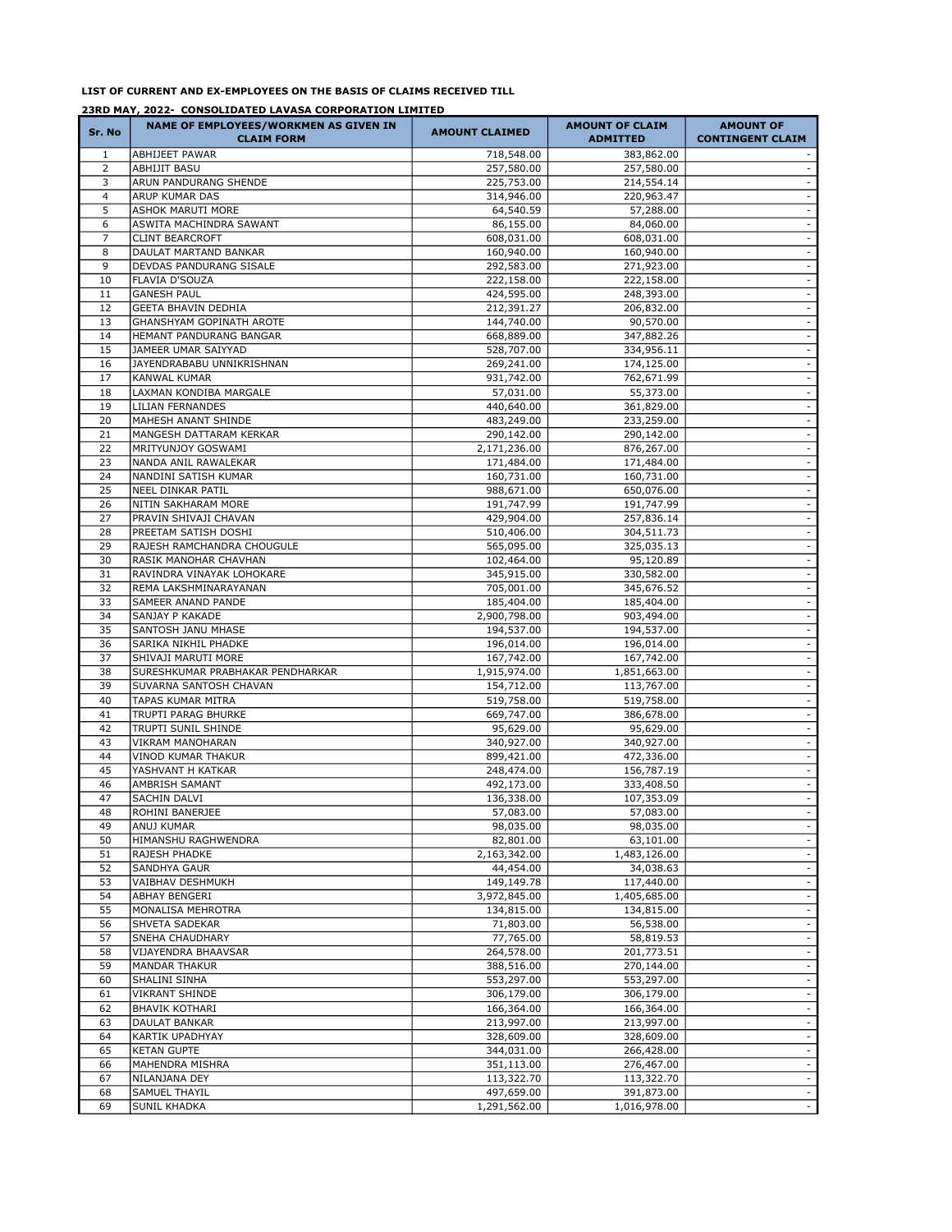**LIST OF CURRENT AND EX-EMPLOYEES ON THE BASIS OF CLAIMS RECEIVED TILL**

**23RD MAY, 2022- CONSOLIDATED LAVASA CORPORATION LIMITED**

| Sr. No | NAME OF EMPLOYEES/WORKMEN AS GIVEN IN CLAIM FORM | AMOUNT CLAIMED | AMOUNT OF CLAIM ADMITTED | AMOUNT OF CONTINGENT CLAIM |
|---|---|---|---|---|
| 1 | ABHIJEET PAWAR | 718,548.00 | 383,862.00 | - |
| 2 | ABHIJIT BASU | 257,580.00 | 257,580.00 | - |
| 3 | ARUN PANDURANG SHENDE | 225,753.00 | 214,554.14 | - |
| 4 | ARUP KUMAR DAS | 314,946.00 | 220,963.47 | - |
| 5 | ASHOK MARUTI MORE | 64,540.59 | 57,288.00 | - |
| 6 | ASWITA MACHINDRA SAWANT | 86,155.00 | 84,060.00 | - |
| 7 | CLINT BEARCROFT | 608,031.00 | 608,031.00 | - |
| 8 | DAULAT MARTAND BANKAR | 160,940.00 | 160,940.00 | - |
| 9 | DEVDAS PANDURANG SISALE | 292,583.00 | 271,923.00 | - |
| 10 | FLAVIA D'SOUZA | 222,158.00 | 222,158.00 | - |
| 11 | GANESH PAUL | 424,595.00 | 248,393.00 | - |
| 12 | GEETA BHAVIN DEDHIA | 212,391.27 | 206,832.00 | - |
| 13 | GHANSHYAM GOPINATH AROTE | 144,740.00 | 90,570.00 | - |
| 14 | HEMANT PANDURANG BANGAR | 668,889.00 | 347,882.26 | - |
| 15 | JAMEER UMAR SAIYYAD | 528,707.00 | 334,956.11 | - |
| 16 | JAYENDRABABU UNNIKRISHNAN | 269,241.00 | 174,125.00 | - |
| 17 | KANWAL KUMAR | 931,742.00 | 762,671.99 | - |
| 18 | LAXMAN KONDIBA MARGALE | 57,031.00 | 55,373.00 | - |
| 19 | LILIAN FERNANDES | 440,640.00 | 361,829.00 | - |
| 20 | MAHESH ANANT SHINDE | 483,249.00 | 233,259.00 | - |
| 21 | MANGESH DATTARAM KERKAR | 290,142.00 | 290,142.00 | - |
| 22 | MRITYUNJOY GOSWAMI | 2,171,236.00 | 876,267.00 | - |
| 23 | NANDA ANIL RAWALEKAR | 171,484.00 | 171,484.00 | - |
| 24 | NANDINI SATISH KUMAR | 160,731.00 | 160,731.00 | - |
| 25 | NEEL DINKAR PATIL | 988,671.00 | 650,076.00 | - |
| 26 | NITIN SAKHARAM MORE | 191,747.99 | 191,747.99 | - |
| 27 | PRAVIN SHIVAJI CHAVAN | 429,904.00 | 257,836.14 | - |
| 28 | PREETAM SATISH DOSHI | 510,406.00 | 304,511.73 | - |
| 29 | RAJESH RAMCHANDRA CHOUGULE | 565,095.00 | 325,035.13 | - |
| 30 | RASIK MANOHAR CHAVHAN | 102,464.00 | 95,120.89 | - |
| 31 | RAVINDRA VINAYAK LOHOKARE | 345,915.00 | 330,582.00 | - |
| 32 | REMA LAKSHMINARAYANAN | 705,001.00 | 345,676.52 | - |
| 33 | SAMEER ANAND PANDE | 185,404.00 | 185,404.00 | - |
| 34 | SANJAY P KAKADE | 2,900,798.00 | 903,494.00 | - |
| 35 | SANTOSH JANU MHASE | 194,537.00 | 194,537.00 | - |
| 36 | SARIKA NIKHIL PHADKE | 196,014.00 | 196,014.00 | - |
| 37 | SHIVAJI MARUTI MORE | 167,742.00 | 167,742.00 | - |
| 38 | SURESHKUMAR PRABHAKAR PENDHARKAR | 1,915,974.00 | 1,851,663.00 | - |
| 39 | SUVARNA SANTOSH CHAVAN | 154,712.00 | 113,767.00 | - |
| 40 | TAPAS KUMAR MITRA | 519,758.00 | 519,758.00 | - |
| 41 | TRUPTI PARAG BHURKE | 669,747.00 | 386,678.00 | - |
| 42 | TRUPTI SUNIL SHINDE | 95,629.00 | 95,629.00 | - |
| 43 | VIKRAM MANOHARAN | 340,927.00 | 340,927.00 | - |
| 44 | VINOD KUMAR THAKUR | 899,421.00 | 472,336.00 | - |
| 45 | YASHVANT H KATKAR | 248,474.00 | 156,787.19 | - |
| 46 | AMBRISH SAMANT | 492,173.00 | 333,408.50 | - |
| 47 | SACHIN DALVI | 136,338.00 | 107,353.09 | - |
| 48 | ROHINI BANERJEE | 57,083.00 | 57,083.00 | - |
| 49 | ANUJ KUMAR | 98,035.00 | 98,035.00 | - |
| 50 | HIMANSHU RAGHWENDRA | 82,801.00 | 63,101.00 | - |
| 51 | RAJESH PHADKE | 2,163,342.00 | 1,483,126.00 | - |
| 52 | SANDHYA GAUR | 44,454.00 | 34,038.63 | - |
| 53 | VAIBHAV DESHMUKH | 149,149.78 | 117,440.00 | - |
| 54 | ABHAY BENGERI | 3,972,845.00 | 1,405,685.00 | - |
| 55 | MONALISA MEHROTRA | 134,815.00 | 134,815.00 | - |
| 56 | SHVETA SADEKAR | 71,803.00 | 56,538.00 | - |
| 57 | SNEHA CHAUDHARY | 77,765.00 | 58,819.53 | - |
| 58 | VIJAYENDRA BHAAVSAR | 264,578.00 | 201,773.51 | - |
| 59 | MANDAR THAKUR | 388,516.00 | 270,144.00 | - |
| 60 | SHALINI SINHA | 553,297.00 | 553,297.00 | - |
| 61 | VIKRANT SHINDE | 306,179.00 | 306,179.00 | - |
| 62 | BHAVIK KOTHARI | 166,364.00 | 166,364.00 | - |
| 63 | DAULAT BANKAR | 213,997.00 | 213,997.00 | - |
| 64 | KARTIK UPADHYAY | 328,609.00 | 328,609.00 | - |
| 65 | KETAN GUPTE | 344,031.00 | 266,428.00 | - |
| 66 | MAHENDRA MISHRA | 351,113.00 | 276,467.00 | - |
| 67 | NILANJANA DEY | 113,322.70 | 113,322.70 | - |
| 68 | SAMUEL THAYIL | 497,659.00 | 391,873.00 | - |
| 69 | SUNIL KHADKA | 1,291,562.00 | 1,016,978.00 | - |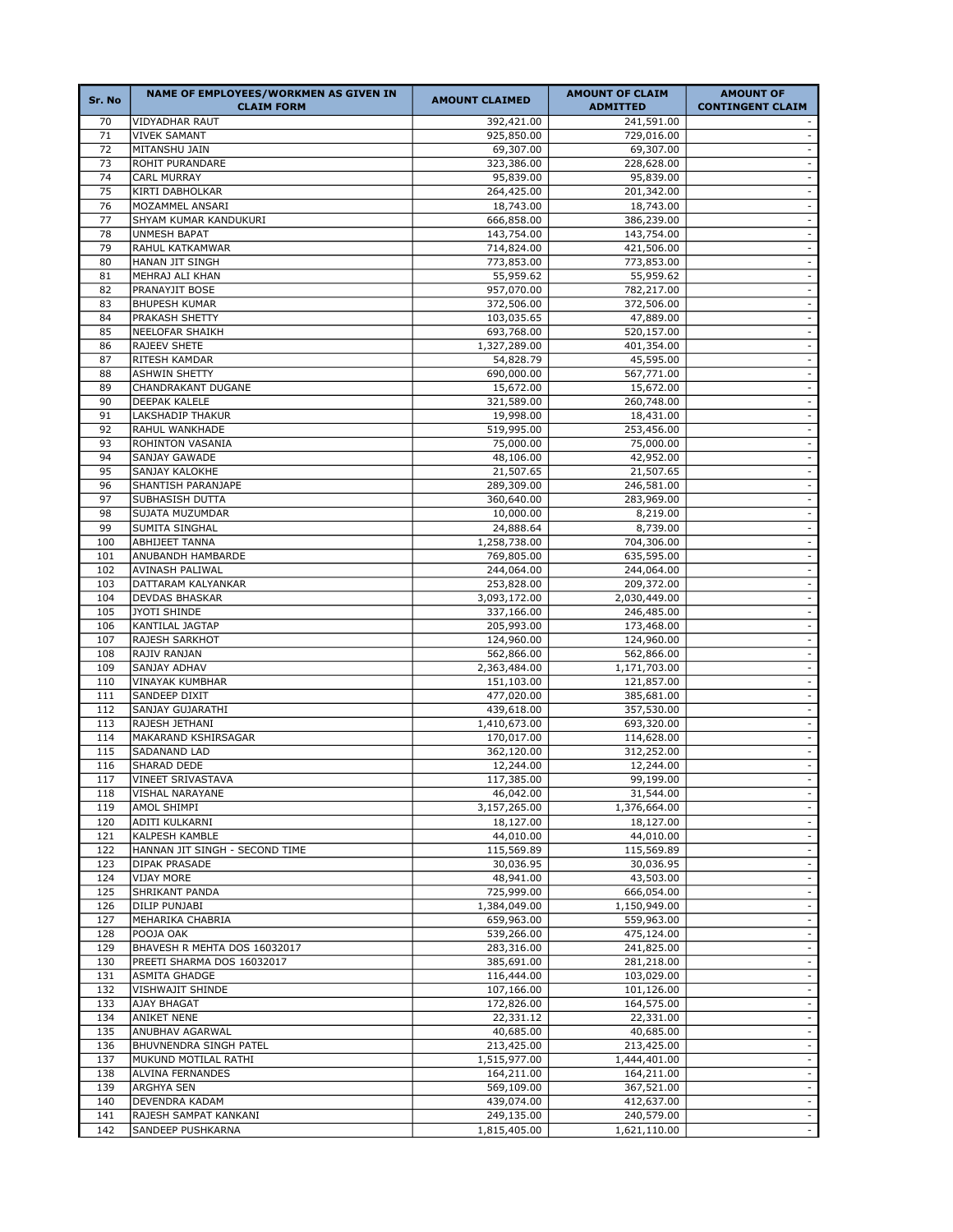| Sr. No | NAME OF EMPLOYEES/WORKMEN AS GIVEN IN CLAIM FORM | AMOUNT CLAIMED | AMOUNT OF CLAIM ADMITTED | AMOUNT OF CONTINGENT CLAIM |
|---|---|---|---|---|
| 70 | VIDYADHAR RAUT | 392,421.00 | 241,591.00 | - |
| 71 | VIVEK SAMANT | 925,850.00 | 729,016.00 | - |
| 72 | MITANSHU JAIN | 69,307.00 | 69,307.00 | - |
| 73 | ROHIT PURANDARE | 323,386.00 | 228,628.00 | - |
| 74 | CARL MURRAY | 95,839.00 | 95,839.00 | - |
| 75 | KIRTI DABHOLKAR | 264,425.00 | 201,342.00 | - |
| 76 | MOZAMMEL ANSARI | 18,743.00 | 18,743.00 | - |
| 77 | SHYAM KUMAR KANDUKURI | 666,858.00 | 386,239.00 | - |
| 78 | UNMESH BAPAT | 143,754.00 | 143,754.00 | - |
| 79 | RAHUL KATKAMWAR | 714,824.00 | 421,506.00 | - |
| 80 | HANAN JIT SINGH | 773,853.00 | 773,853.00 | - |
| 81 | MEHRAJ ALI KHAN | 55,959.62 | 55,959.62 | - |
| 82 | PRANAYJIT BOSE | 957,070.00 | 782,217.00 | - |
| 83 | BHUPESH KUMAR | 372,506.00 | 372,506.00 | - |
| 84 | PRAKASH SHETTY | 103,035.65 | 47,889.00 | - |
| 85 | NEELOFAR SHAIKH | 693,768.00 | 520,157.00 | - |
| 86 | RAJEEV SHETE | 1,327,289.00 | 401,354.00 | - |
| 87 | RITESH KAMDAR | 54,828.79 | 45,595.00 | - |
| 88 | ASHWIN SHETTY | 690,000.00 | 567,771.00 | - |
| 89 | CHANDRAKANT DUGANE | 15,672.00 | 15,672.00 | - |
| 90 | DEEPAK KALELE | 321,589.00 | 260,748.00 | - |
| 91 | LAKSHADIP THAKUR | 19,998.00 | 18,431.00 | - |
| 92 | RAHUL WANKHADE | 519,995.00 | 253,456.00 | - |
| 93 | ROHINTON VASANIA | 75,000.00 | 75,000.00 | - |
| 94 | SANJAY GAWADE | 48,106.00 | 42,952.00 | - |
| 95 | SANJAY KALOKHE | 21,507.65 | 21,507.65 | - |
| 96 | SHANTISH PARANJAPE | 289,309.00 | 246,581.00 | - |
| 97 | SUBHASISH DUTTA | 360,640.00 | 283,969.00 | - |
| 98 | SUJATA MUZUMDAR | 10,000.00 | 8,219.00 | - |
| 99 | SUMITA SINGHAL | 24,888.64 | 8,739.00 | - |
| 100 | ABHIJEET TANNA | 1,258,738.00 | 704,306.00 | - |
| 101 | ANUBANDH HAMBARDE | 769,805.00 | 635,595.00 | - |
| 102 | AVINASH PALIWAL | 244,064.00 | 244,064.00 | - |
| 103 | DATTARAM KALYANKAR | 253,828.00 | 209,372.00 | - |
| 104 | DEVDAS BHASKAR | 3,093,172.00 | 2,030,449.00 | - |
| 105 | JYOTI SHINDE | 337,166.00 | 246,485.00 | - |
| 106 | KANTILAL JAGTAP | 205,993.00 | 173,468.00 | - |
| 107 | RAJESH SARKHOT | 124,960.00 | 124,960.00 | - |
| 108 | RAJIV RANJAN | 562,866.00 | 562,866.00 | - |
| 109 | SANJAY ADHAV | 2,363,484.00 | 1,171,703.00 | - |
| 110 | VINAYAK KUMBHAR | 151,103.00 | 121,857.00 | - |
| 111 | SANDEEP DIXIT | 477,020.00 | 385,681.00 | - |
| 112 | SANJAY GUJARATHI | 439,618.00 | 357,530.00 | - |
| 113 | RAJESH JETHANI | 1,410,673.00 | 693,320.00 | - |
| 114 | MAKARAND KSHIRSAGAR | 170,017.00 | 114,628.00 | - |
| 115 | SADANAND LAD | 362,120.00 | 312,252.00 | - |
| 116 | SHARAD DEDE | 12,244.00 | 12,244.00 | - |
| 117 | VINEET SRIVASTAVA | 117,385.00 | 99,199.00 | - |
| 118 | VISHAL NARAYANE | 46,042.00 | 31,544.00 | - |
| 119 | AMOL SHIMPI | 3,157,265.00 | 1,376,664.00 | - |
| 120 | ADITI KULKARNI | 18,127.00 | 18,127.00 | - |
| 121 | KALPESH KAMBLE | 44,010.00 | 44,010.00 | - |
| 122 | HANNAN JIT SINGH - SECOND TIME | 115,569.89 | 115,569.89 | - |
| 123 | DIPAK PRASADE | 30,036.95 | 30,036.95 | - |
| 124 | VIJAY MORE | 48,941.00 | 43,503.00 | - |
| 125 | SHRIKANT PANDA | 725,999.00 | 666,054.00 | - |
| 126 | DILIP PUNJABI | 1,384,049.00 | 1,150,949.00 | - |
| 127 | MEHARIKA CHABRIA | 659,963.00 | 559,963.00 | - |
| 128 | POOJA OAK | 539,266.00 | 475,124.00 | - |
| 129 | BHAVESH R MEHTA DOS 16032017 | 283,316.00 | 241,825.00 | - |
| 130 | PREETI SHARMA DOS 16032017 | 385,691.00 | 281,218.00 | - |
| 131 | ASMITA GHADGE | 116,444.00 | 103,029.00 | - |
| 132 | VISHWAJIT SHINDE | 107,166.00 | 101,126.00 | - |
| 133 | AJAY BHAGAT | 172,826.00 | 164,575.00 | - |
| 134 | ANIKET NENE | 22,331.12 | 22,331.00 | - |
| 135 | ANUBHAV AGARWAL | 40,685.00 | 40,685.00 | - |
| 136 | BHUVNENDRA SINGH PATEL | 213,425.00 | 213,425.00 | - |
| 137 | MUKUND MOTILAL RATHI | 1,515,977.00 | 1,444,401.00 | - |
| 138 | ALVINA FERNANDES | 164,211.00 | 164,211.00 | - |
| 139 | ARGHYA SEN | 569,109.00 | 367,521.00 | - |
| 140 | DEVENDRA KADAM | 439,074.00 | 412,637.00 | - |
| 141 | RAJESH SAMPAT KANKANI | 249,135.00 | 240,579.00 | - |
| 142 | SANDEEP PUSHKARNA | 1,815,405.00 | 1,621,110.00 | - |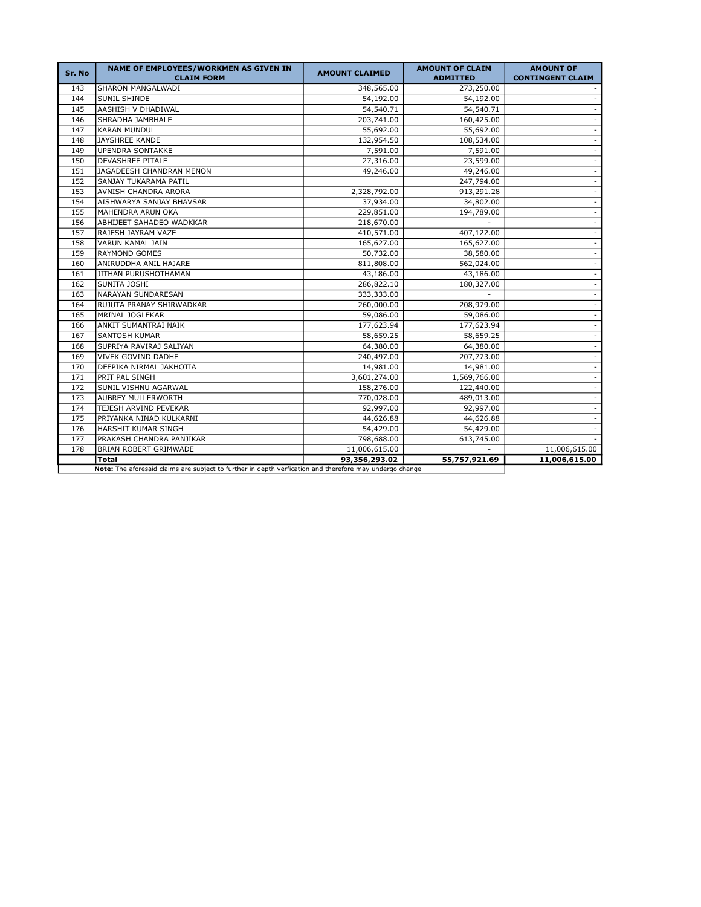| Sr. No | NAME OF EMPLOYEES/WORKMEN AS GIVEN IN CLAIM FORM | AMOUNT CLAIMED | AMOUNT OF CLAIM ADMITTED | AMOUNT OF CONTINGENT CLAIM |
|---|---|---|---|---|
| 143 | SHARON MANGALWADI | 348,565.00 | 273,250.00 | - |
| 144 | SUNIL SHINDE | 54,192.00 | 54,192.00 | - |
| 145 | AASHISH V DHADIWAL | 54,540.71 | 54,540.71 | - |
| 146 | SHRADHA JAMBHALE | 203,741.00 | 160,425.00 | - |
| 147 | KARAN MUNDUL | 55,692.00 | 55,692.00 | - |
| 148 | JAYSHREE KANDE | 132,954.50 | 108,534.00 | - |
| 149 | UPENDRA SONTAKKE | 7,591.00 | 7,591.00 | - |
| 150 | DEVASHREE PITALE | 27,316.00 | 23,599.00 | - |
| 151 | JAGADEESH CHANDRAN MENON | 49,246.00 | 49,246.00 | - |
| 152 | SANJAY TUKARAMA PATIL | | 247,794.00 | - |
| 153 | AVNISH CHANDRA ARORA | 2,328,792.00 | 913,291.28 | - |
| 154 | AISHWARYA SANJAY BHAVSAR | 37,934.00 | 34,802.00 | - |
| 155 | MAHENDRA ARUN OKA | 229,851.00 | 194,789.00 | - |
| 156 | ABHIJEET SAHADEO WADKKAR | 218,670.00 | - | - |
| 157 | RAJESH JAYRAM VAZE | 410,571.00 | 407,122.00 | - |
| 158 | VARUN KAMAL JAIN | 165,627.00 | 165,627.00 | - |
| 159 | RAYMOND GOMES | 50,732.00 | 38,580.00 | - |
| 160 | ANIRUDDHA ANIL HAJARE | 811,808.00 | 562,024.00 | - |
| 161 | JITHAN PURUSHOTHAMAN | 43,186.00 | 43,186.00 | - |
| 162 | SUNITA JOSHI | 286,822.10 | 180,327.00 | - |
| 163 | NARAYAN SUNDARESAN | 333,333.00 | - | - |
| 164 | RUJUTA PRANAY SHIRWADKAR | 260,000.00 | 208,979.00 | - |
| 165 | MRINAL JOGLEKAR | 59,086.00 | 59,086.00 | - |
| 166 | ANKIT SUMANTRAI NAIK | 177,623.94 | 177,623.94 | - |
| 167 | SANTOSH KUMAR | 58,659.25 | 58,659.25 | - |
| 168 | SUPRIYA RAVIRAJ SALIYAN | 64,380.00 | 64,380.00 | - |
| 169 | VIVEK GOVIND DADHE | 240,497.00 | 207,773.00 | - |
| 170 | DEEPIKA NIRMAL JAKHOTIA | 14,981.00 | 14,981.00 | - |
| 171 | PRIT PAL SINGH | 3,601,274.00 | 1,569,766.00 | - |
| 172 | SUNIL VISHNU AGARWAL | 158,276.00 | 122,440.00 | - |
| 173 | AUBREY MULLERWORTH | 770,028.00 | 489,013.00 | - |
| 174 | TEJESH ARVIND PEVEKAR | 92,997.00 | 92,997.00 | - |
| 175 | PRIYANKA NINAD KULKARNI | 44,626.88 | 44,626.88 | - |
| 176 | HARSHIT KUMAR SINGH | 54,429.00 | 54,429.00 | - |
| 177 | PRAKASH CHANDRA PANJIKAR | 798,688.00 | 613,745.00 | - |
| 178 | BRIAN ROBERT GRIMWADE | 11,006,615.00 | - | 11,006,615.00 |
| | **Total** | **93,356,293.02** | **55,757,921.69** | **11,006,615.00** |

**Note:** The aforesaid claims are subject to further in depth verfication and therefore may undergo change